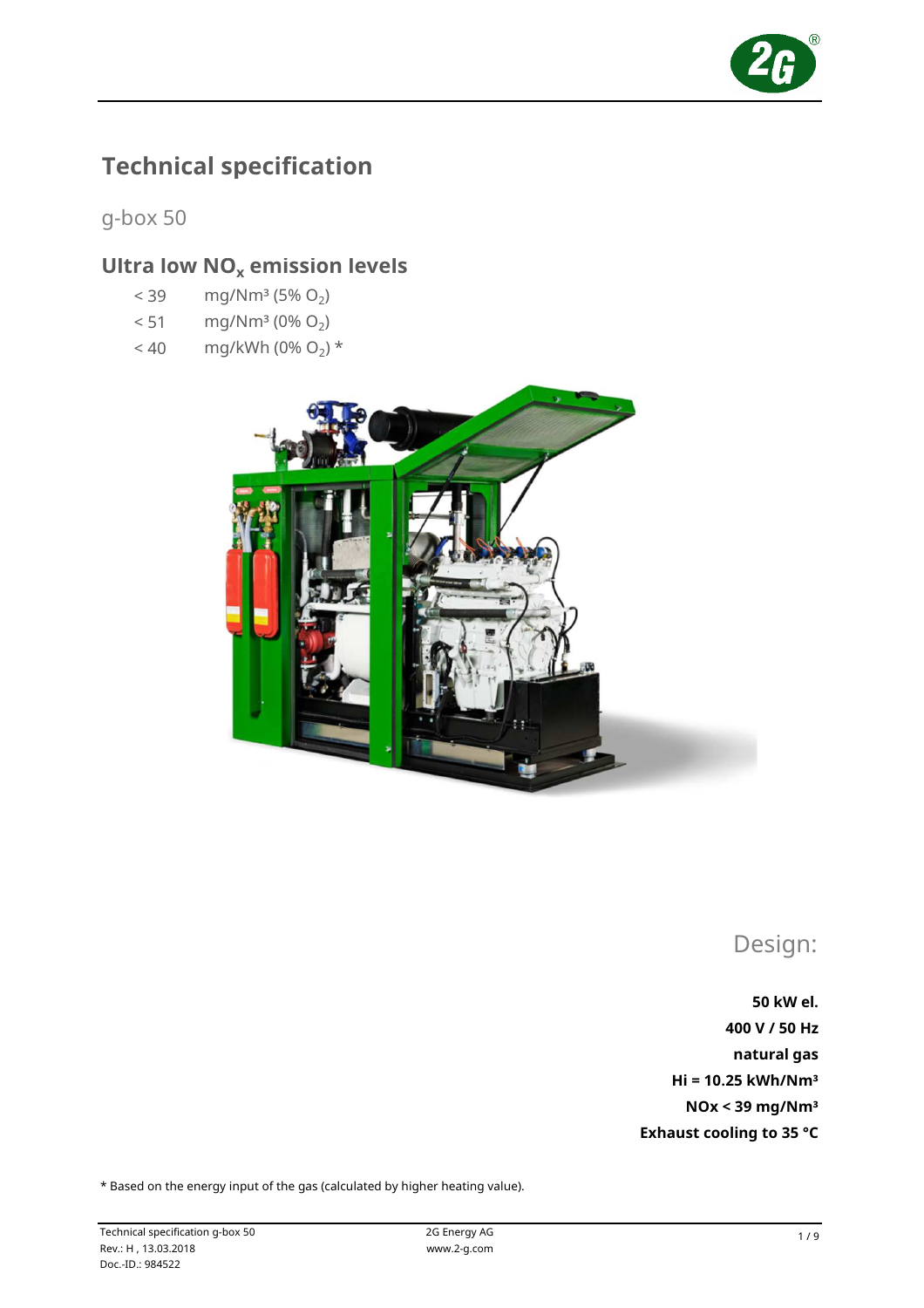# Technical specification

## g-box 50

## Ultra low $NO_x$ emission levels

| | |
|---|---|
| < 39 | mg/Nm³ (5% $O_2$) |
| < 51 | mg/Nm³ (0% $O_2$) |
| < 40 | mg/kWh (0% $O_2$) * |

Design:

**50 kW el.**
**400 V / 50 Hz**
**natural gas**
**Hi = 10.25 kWh/Nm³**
**NOx < 39 mg/Nm³**
**Exhaust cooling to 35 °C**

* Based on the energy input of the gas (calculated by higher heating value).

Technical specification g-box 50
Rev.: H , 13.03.2018
Doc.-ID.: 984522

2G Energy AG
www.2-g.com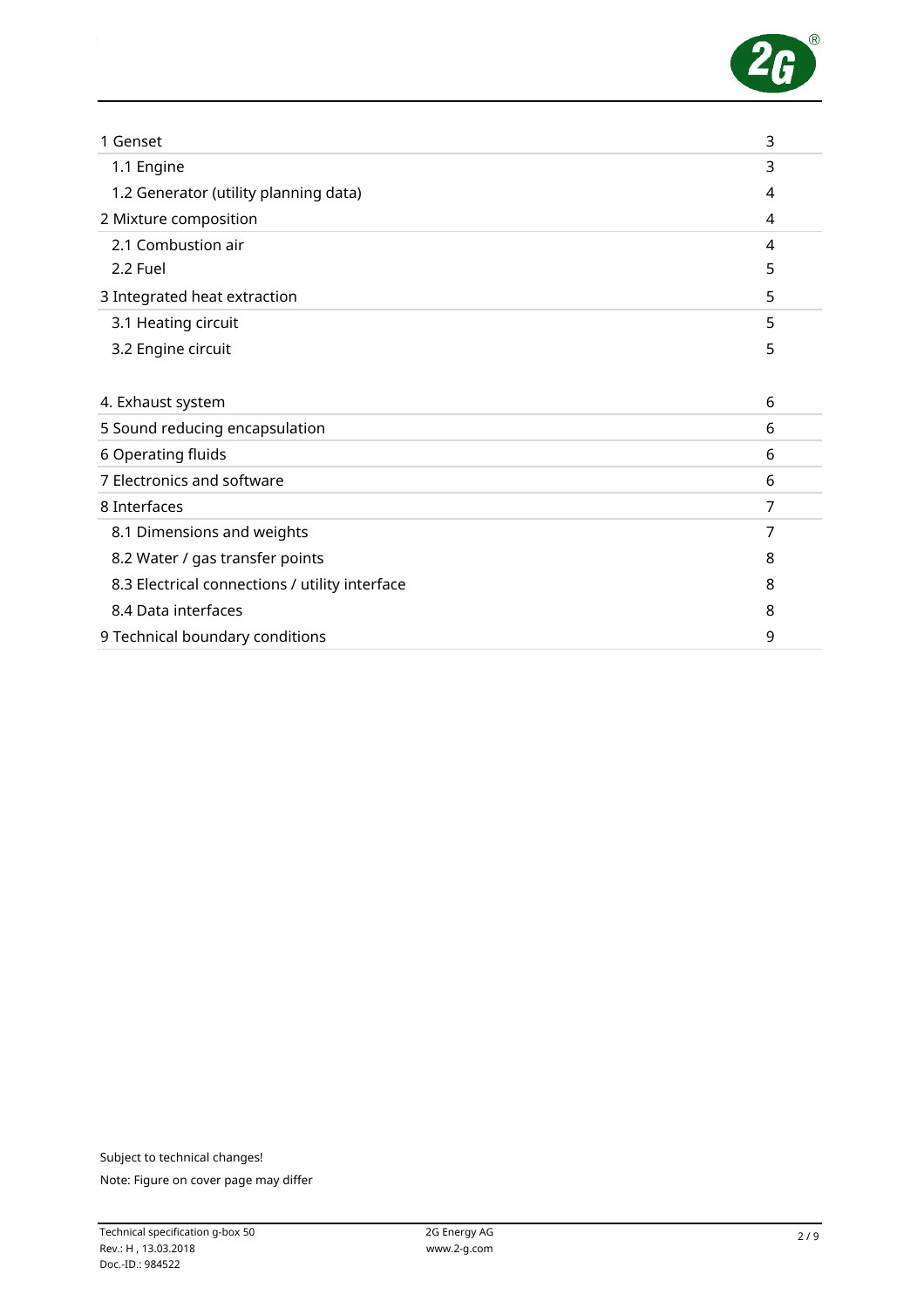| | |
|---|---|
| 1 Genset | 3 |
| 1.1 Engine | 3 |
| 1.2 Generator (utility planning data) | 4 |
| 2 Mixture composition | 4 |
| 2.1 Combustion air | 4 |
| 2.2 Fuel | 5 |
| 3 Integrated heat extraction | 5 |
| 3.1 Heating circuit | 5 |
| 3.2 Engine circuit | 5 |
| 4. Exhaust system | 6 |
| 5 Sound reducing encapsulation | 6 |
| 6 Operating fluids | 6 |
| 7 Electronics and software | 6 |
| 8 Interfaces | 7 |
| 8.1 Dimensions and weights | 7 |
| 8.2 Water / gas transfer points | 8 |
| 8.3 Electrical connections / utility interface | 8 |
| 8.4 Data interfaces | 8 |
| 9 Technical boundary conditions | 9 |

Subject to technical changes!

Note: Figure on cover page may differ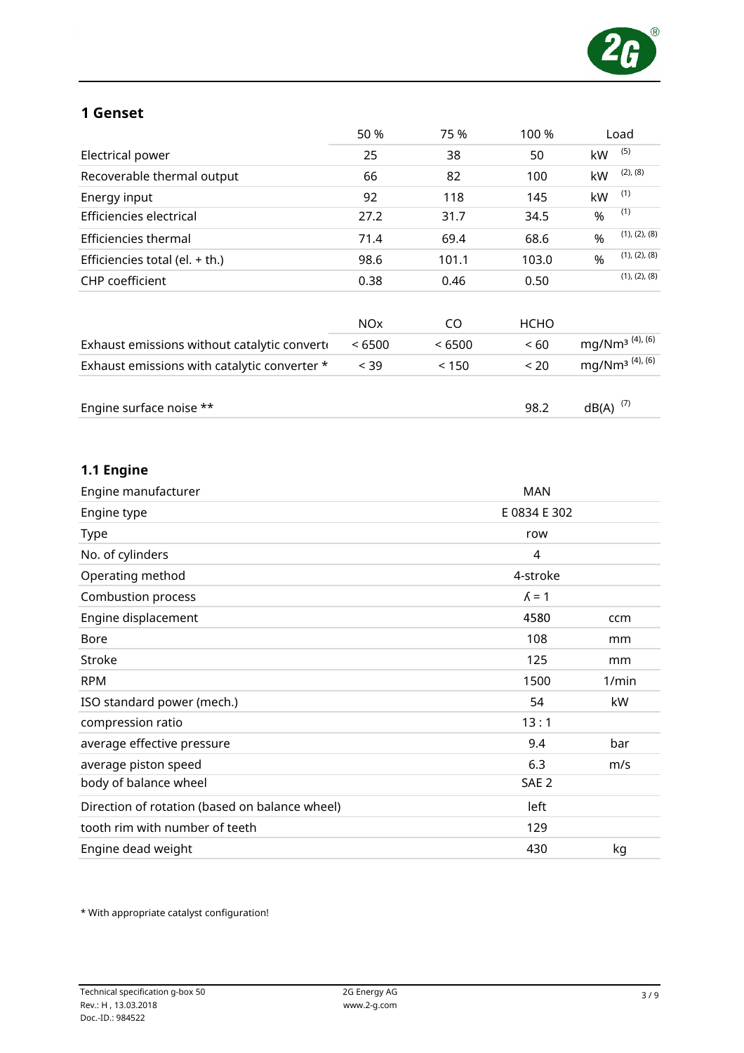## 1 Genset

| | 50 % | 75 % | 100 % | Load |
|---|---|---|---|---|
| Electrical power | 25 | 38 | 50 | kW [(5)] |
| Recoverable thermal output | 66 | 82 | 100 | kW [(2), (8)] |
| Energy input | 92 | 118 | 145 | kW [(1)] |
| Efficiencies electrical | 27.2 | 31.7 | 34.5 | % [(1)] |
| Efficiencies thermal | 71.4 | 69.4 | 68.6 | % [(1), (2), (8)] |
| Efficiencies total (el. + th.) | 98.6 | 101.1 | 103.0 | % [(1), (2), (8)] |
| CHP coefficient | 0.38 | 0.46 | 0.50 | [(1), (2), (8)] |

| | NOx | CO | HCHO | |
|---|---|---|---|---|
| Exhaust emissions without catalytic converter | < 6500 | < 6500 | < 60 | mg/Nm³ [(4), (6)] |
| Exhaust emissions with catalytic converter * | < 39 | < 150 | < 20 | mg/Nm³ [(4), (6)] |

| | | | | |
|---|---|---|---|---|
| Engine surface noise ** | | | 98.2 | dB(A) [(7)] |

### 1.1 Engine

| | | |
|---|---|---|
| Engine manufacturer | MAN | |
| Engine type | E 0834 E 302 | |
| Type | row | |
| No. of cylinders | 4 | |
| Operating method | 4-stroke | |
| Combustion process | $\lambda = 1$ | |
| Engine displacement | 4580 | ccm |
| Bore | 108 | mm |
| Stroke | 125 | mm |
| RPM | 1500 | 1/min |
| ISO standard power (mech.) | 54 | kW |
| compression ratio | 13 : 1 | |
| average effective pressure | 9.4 | bar |
| average piston speed | 6.3 | m/s |
| body of balance wheel | SAE 2 | |
| Direction of rotation (based on balance wheel) | left | |
| tooth rim with number of teeth | 129 | |
| Engine dead weight | 430 | kg |

* With appropriate catalyst configuration!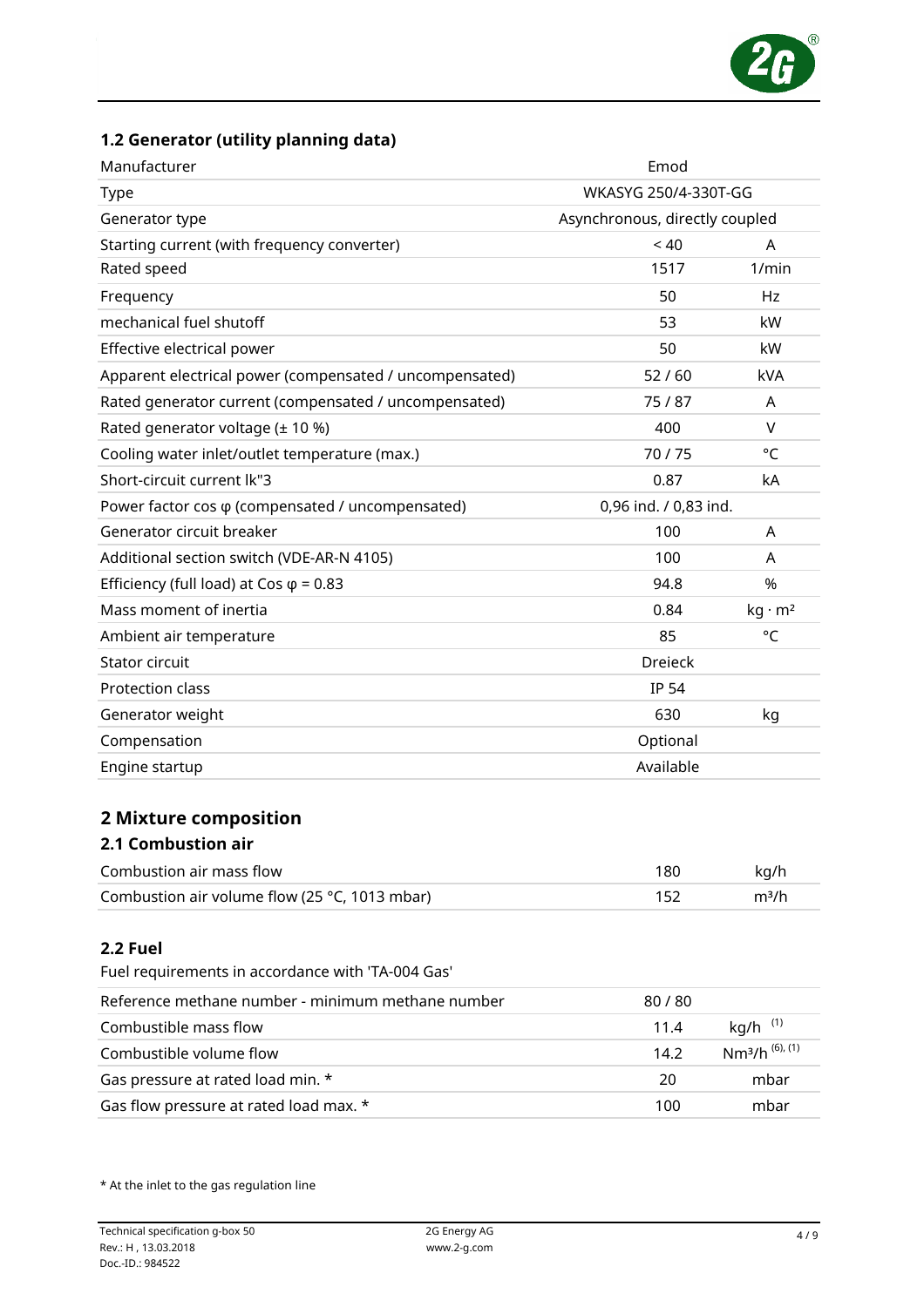## 1.2 Generator (utility planning data)

| | | |
|---|---|---|
| Manufacturer | Emod | |
| Type | WKASYG 250/4-330T-GG | |
| Generator type | Asynchronous, directly coupled | |
| Starting current (with frequency converter) | < 40 | A |
| Rated speed | 1517 | 1/min |
| Frequency | 50 | Hz |
| mechanical fuel shutoff | 53 | kW |
| Effective electrical power | 50 | kW |
| Apparent electrical power (compensated / uncompensated) | 52 / 60 | kVA |
| Rated generator current (compensated / uncompensated) | 75 / 87 | A |
| Rated generator voltage (± 10 %) | 400 | V |
| Cooling water inlet/outlet temperature (max.) | 70 / 75 | °C |
| Short-circuit current Ik"3 | 0.87 | kA |
| Power factor cos φ (compensated / uncompensated) | 0,96 ind. / 0,83 ind. | |
| Generator circuit breaker | 100 | A |
| Additional section switch (VDE-AR-N 4105) | 100 | A |
| Efficiency (full load) at Cos φ = 0.83 | 94.8 | % |
| Mass moment of inertia | 0.84 | kg · m² |
| Ambient air temperature | 85 | °C |
| Stator circuit | Dreieck | |
| Protection class | IP 54 | |
| Generator weight | 630 | kg |
| Compensation | Optional | |
| Engine startup | Available | |

# 2 Mixture composition

## 2.1 Combustion air

| | | |
|---|---|---|
| Combustion air mass flow | 180 | kg/h |
| Combustion air volume flow (25 °C, 1013 mbar) | 152 | m³/h |

## 2.2 Fuel

Fuel requirements in accordance with 'TA-004 Gas'

| | | |
|---|---|---|
| Reference methane number - minimum methane number | 80 / 80 | |
| Combustible mass flow | 11.4 | kg/h [(1)] |
| Combustible volume flow | 14.2 | Nm³/h [(6), (1)] |
| Gas pressure at rated load min. * | 20 | mbar |
| Gas flow pressure at rated load max. * | 100 | mbar |

\* At the inlet to the gas regulation line

Technical specification g-box 50
Rev.: H , 13.03.2018
Doc.-ID.: 984522

2G Energy AG
www.2-g.com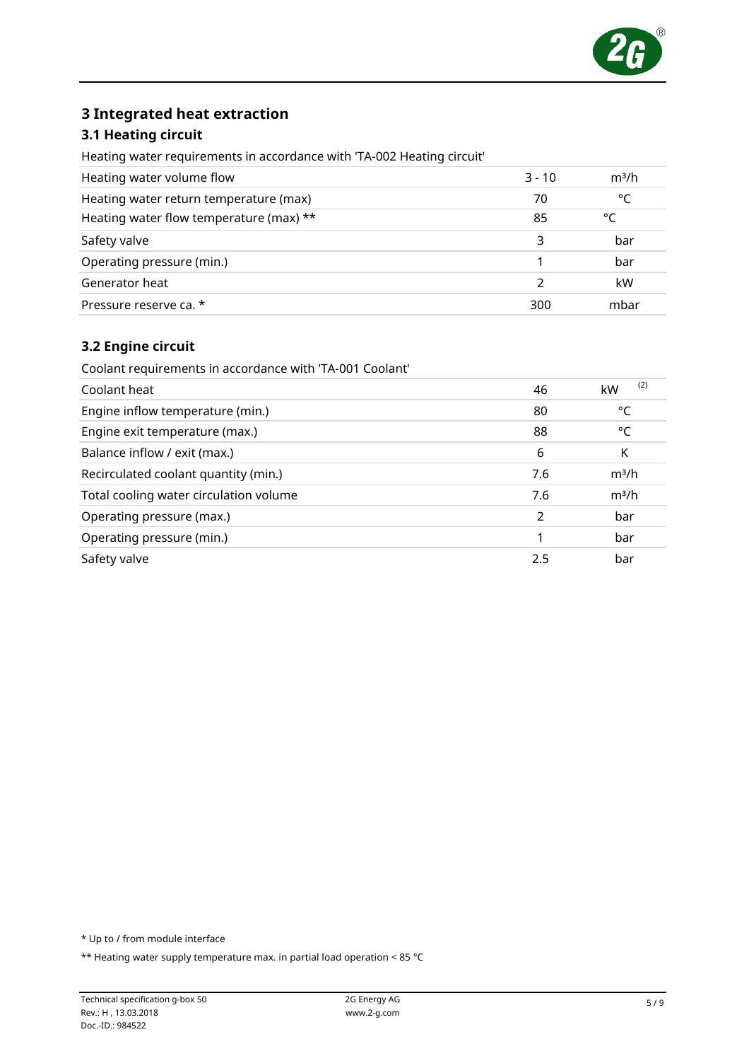# 3 Integrated heat extraction

## 3.1 Heating circuit

Heating water requirements in accordance with 'TA-002 Heating circuit'

| | | |
|---|---|---|
| Heating water volume flow | 3 - 10 | m³/h |
| Heating water return temperature (max) | 70 | °C |
| Heating water flow temperature (max) ** | 85 | °C |
| Safety valve | 3 | bar |
| Operating pressure (min.) | 1 | bar |
| Generator heat | 2 | kW |
| Pressure reserve ca. * | 300 | mbar |

## 3.2 Engine circuit

Coolant requirements in accordance with 'TA-001 Coolant'

| | | |
|---|---|---|
| Coolant heat | 46 | kW (2) |
| Engine inflow temperature (min.) | 80 | °C |
| Engine exit temperature (max.) | 88 | °C |
| Balance inflow / exit (max.) | 6 | K |
| Recirculated coolant quantity (min.) | 7.6 | m³/h |
| Total cooling water circulation volume | 7.6 | m³/h |
| Operating pressure (max.) | 2 | bar |
| Operating pressure (min.) | 1 | bar |
| Safety valve | 2.5 | bar |

* Up to / from module interface

** Heating water supply temperature max. in partial load operation < 85 °C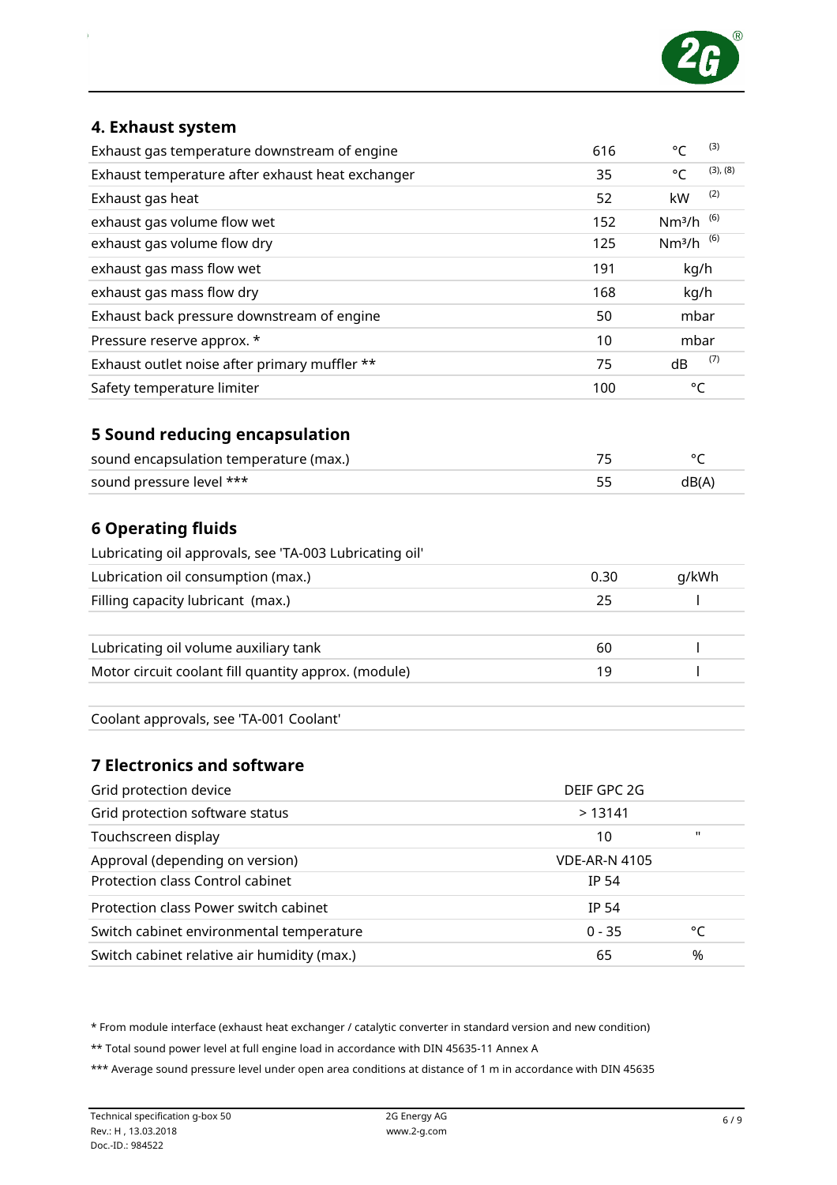## 4. Exhaust system

| | | | |
|---|---|---|---|
| Exhaust gas temperature downstream of engine | 616 | °C | (3) |
| Exhaust temperature after exhaust heat exchanger | 35 | °C | (3), (8) |
| Exhaust gas heat | 52 | kW | (2) |
| exhaust gas volume flow wet | 152 | Nm³/h | (6) |
| exhaust gas volume flow dry | 125 | Nm³/h | (6) |
| exhaust gas mass flow wet | 191 | kg/h | |
| exhaust gas mass flow dry | 168 | kg/h | |
| Exhaust back pressure downstream of engine | 50 | mbar | |
| Pressure reserve approx. * | 10 | mbar | |
| Exhaust outlet noise after primary muffler ** | 75 | dB | (7) |
| Safety temperature limiter | 100 | °C | |

## 5 Sound reducing encapsulation

| | | |
|---|---|---|
| sound encapsulation temperature (max.) | 75 | °C |
| sound pressure level *** | 55 | dB(A) |

## 6 Operating fluids

| | | |
|---|---|---|
| Lubricating oil approvals, see 'TA-003 Lubricating oil' | | |
| Lubrication oil consumption (max.) | 0.30 | g/kWh |
| Filling capacity lubricant (max.) | 25 | l |
| | | |
| Lubricating oil volume auxiliary tank | 60 | l |
| Motor circuit coolant fill quantity approx. (module) | 19 | l |
| | | |
| Coolant approvals, see 'TA-001 Coolant' | | |

## 7 Electronics and software

| | | |
|---|---|---|
| Grid protection device | DEIF GPC 2G | |
| Grid protection software status | > 13141 | |
| Touchscreen display | 10 | " |
| Approval (depending on version) | VDE-AR-N 4105 | |
| Protection class Control cabinet | IP 54 | |
| Protection class Power switch cabinet | IP 54 | |
| Switch cabinet environmental temperature | 0 - 35 | °C |
| Switch cabinet relative air humidity (max.) | 65 | % |

* From module interface (exhaust heat exchanger / catalytic converter in standard version and new condition)

** Total sound power level at full engine load in accordance with DIN 45635-11 Annex A

*** Average sound pressure level under open area conditions at distance of 1 m in accordance with DIN 45635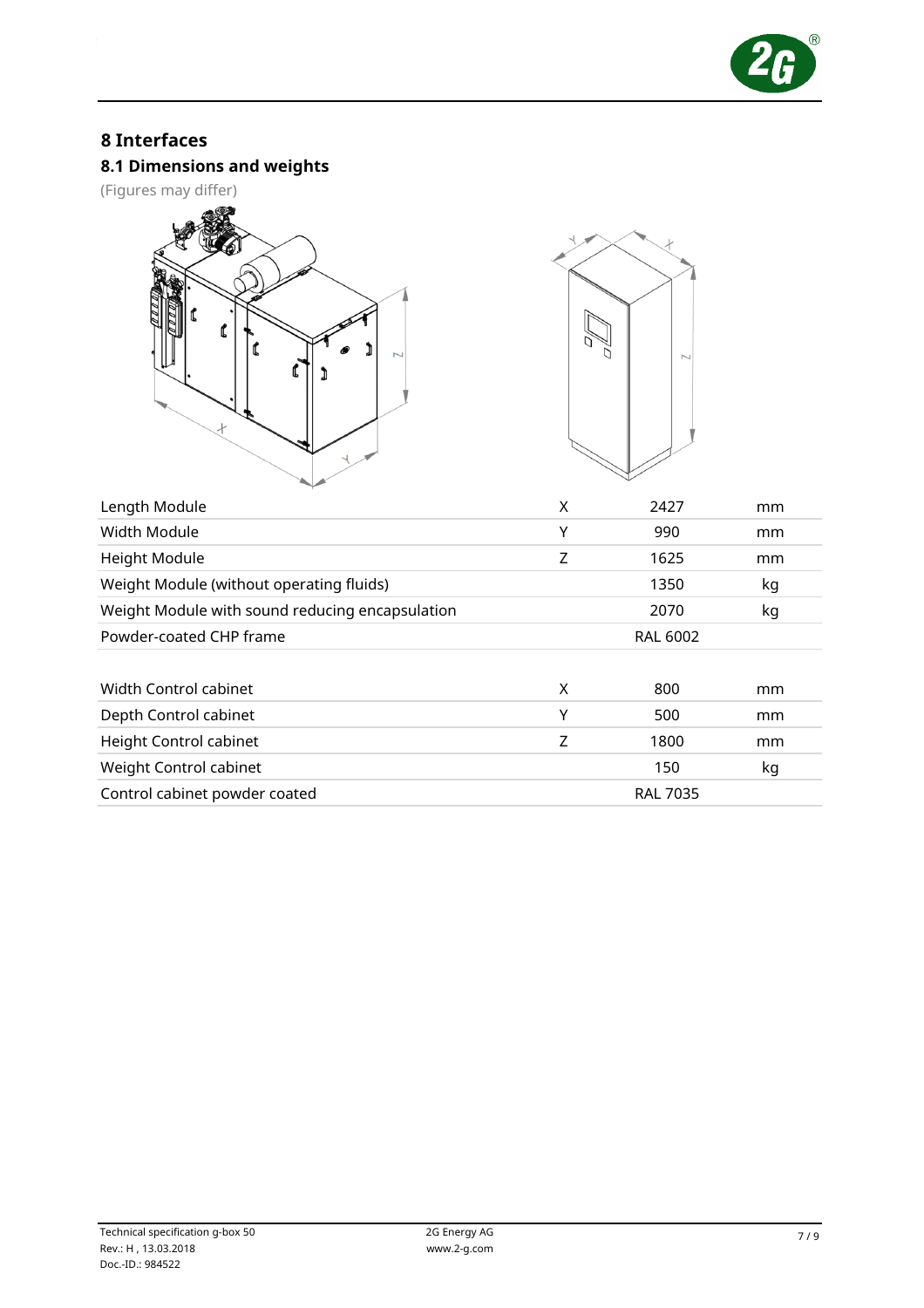# 8 Interfaces

## 8.1 Dimensions and weights

(Figures may differ)

| | | | |
|---|---|---|---|
| Length Module | X | 2427 | mm |
| Width Module | Y | 990 | mm |
| Height Module | Z | 1625 | mm |
| Weight Module (without operating fluids) | | 1350 | kg |
| Weight Module with sound reducing encapsulation | | 2070 | kg |
| Powder-coated CHP frame | | RAL 6002 | |

| | | | |
|---|---|---|---|
| Width Control cabinet | X | 800 | mm |
| Depth Control cabinet | Y | 500 | mm |
| Height Control cabinet | Z | 1800 | mm |
| Weight Control cabinet | | 150 | kg |
| Control cabinet powder coated | | RAL 7035 | |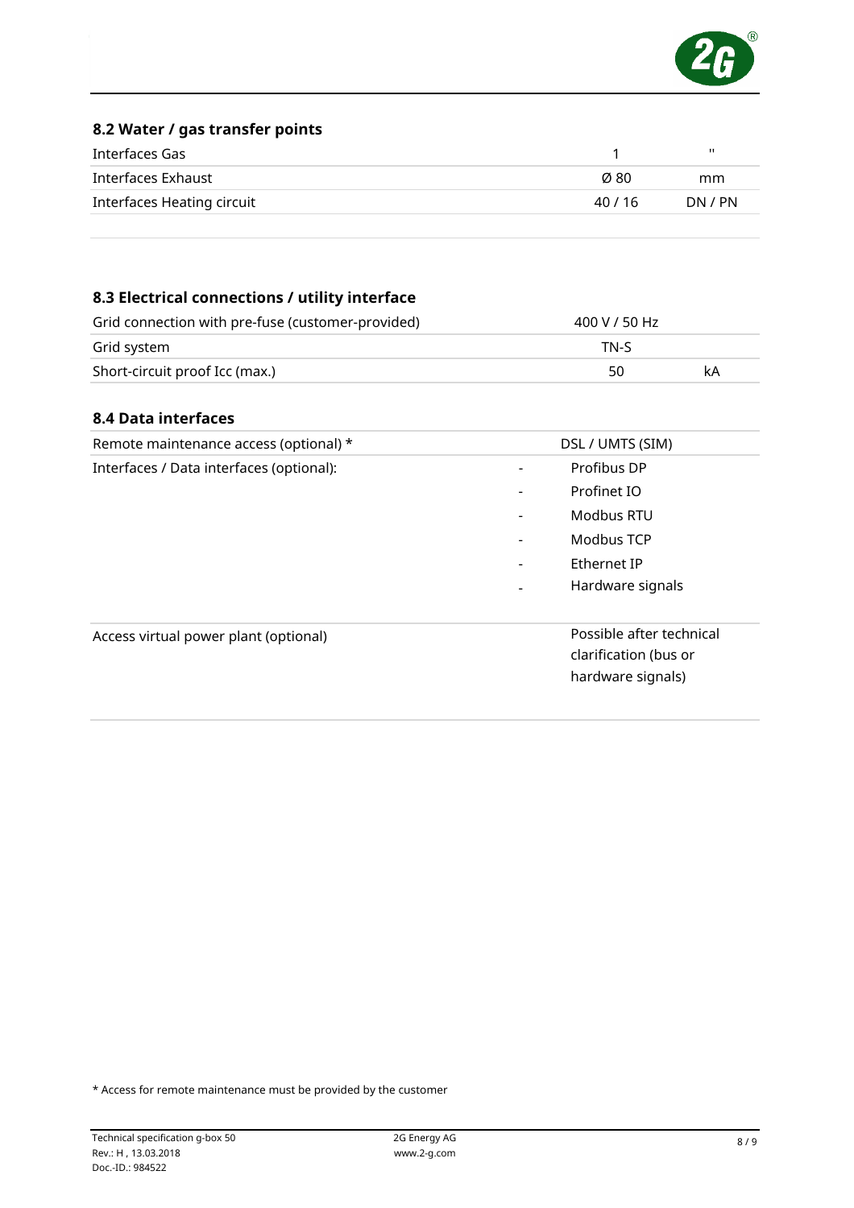## 8.2 Water / gas transfer points

| | | |
|---|---|---|
| Interfaces Gas | 1 | " |
| Interfaces Exhaust | Ø 80 | mm |
| Interfaces Heating circuit | 40 / 16 | DN / PN |

## 8.3 Electrical connections / utility interface

| | | |
|---|---|---|
| Grid connection with pre-fuse (customer-provided) | 400 V / 50 Hz | |
| Grid system | TN-S | |
| Short-circuit proof Icc (max.) | 50 | kA |

## 8.4 Data interfaces

| | |
|---|---|
| Remote maintenance access (optional) * | DSL / UMTS (SIM) |
| Interfaces / Data interfaces (optional): | - Profibus DP<br>- Profinet IO<br>- Modbus RTU<br>- Modbus TCP<br>- Ethernet IP<br>- Hardware signals |
| Access virtual power plant (optional) | Possible after technical clarification (bus or hardware signals) |

\* Access for remote maintenance must be provided by the customer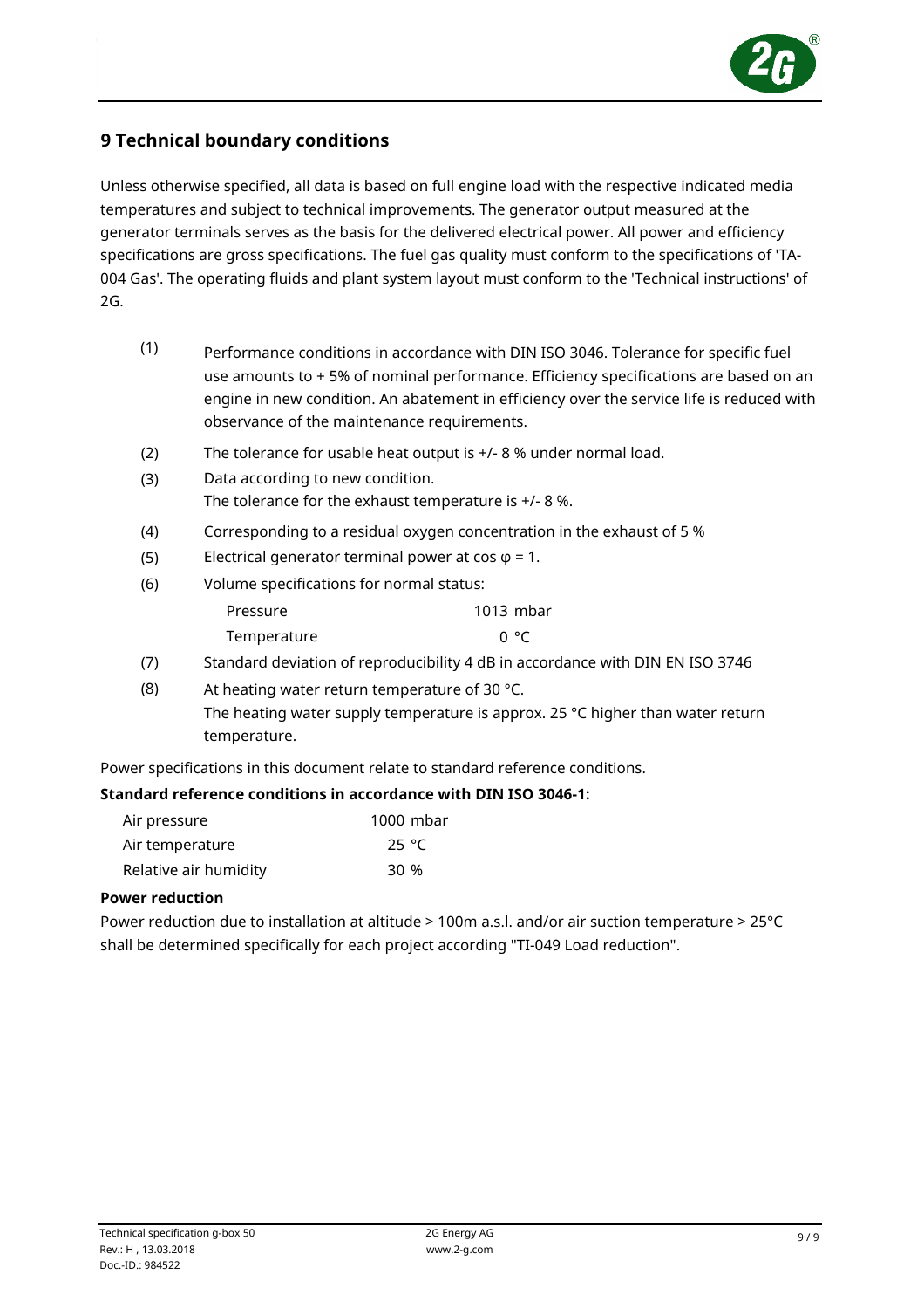## 9 Technical boundary conditions

Unless otherwise specified, all data is based on full engine load with the respective indicated media temperatures and subject to technical improvements. The generator output measured at the generator terminals serves as the basis for the delivered electrical power. All power and efficiency specifications are gross specifications. The fuel gas quality must conform to the specifications of 'TA-004 Gas'. The operating fluids and plant system layout must conform to the 'Technical instructions' of 2G.

(1) Performance conditions in accordance with DIN ISO 3046. Tolerance for specific fuel use amounts to + 5% of nominal performance. Efficiency specifications are based on an engine in new condition. An abatement in efficiency over the service life is reduced with observance of the maintenance requirements.

(2) The tolerance for usable heat output is +/- 8 % under normal load.

(3) Data according to new condition.
The tolerance for the exhaust temperature is +/- 8 %.

(4) Corresponding to a residual oxygen concentration in the exhaust of 5 %

(5) Electrical generator terminal power at cos φ = 1.

(6) Volume specifications for normal status:

| | |
|---|---|
| Pressure | 1013 mbar |
| Temperature | 0 °C |

(7) Standard deviation of reproducibility 4 dB in accordance with DIN EN ISO 3746

(8) At heating water return temperature of 30 °C.
The heating water supply temperature is approx. 25 °C higher than water return temperature.

Power specifications in this document relate to standard reference conditions.

**Standard reference conditions in accordance with DIN ISO 3046-1:**

| | |
|---|---|
| Air pressure | 1000 mbar |
| Air temperature | 25 °C |
| Relative air humidity | 30 % |

**Power reduction**

Power reduction due to installation at altitude > 100m a.s.l. and/or air suction temperature > 25°C shall be determined specifically for each project according "TI-049 Load reduction".